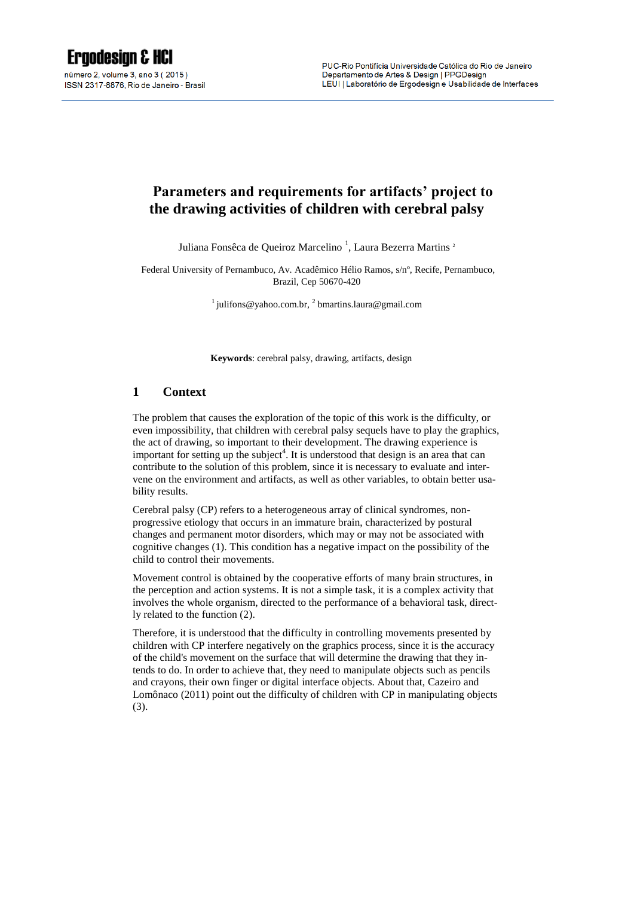# Parameters and requirements for artifacts' project to the drawing activities of children with cerebral palsy

Juliana Fonsêca de Queiroz Marcelino [1], Laura Bezerra Martins [2]

Federal University of Pernambuco, Av. Acadêmico Hélio Ramos, s/nº, Recife, Pernambuco, Brazil, Cep 50670-420

[1] julifons@yahoo.com.br, [2] bmartins.laura@gmail.com

**Keywords**: cerebral palsy, drawing, artifacts, design

## 1 Context

The problem that causes the exploration of the topic of this work is the difficulty, or even impossibility, that children with cerebral palsy sequels have to play the graphics, the act of drawing, so important to their development. The drawing experience is important for setting up the subject[4]. It is understood that design is an area that can contribute to the solution of this problem, since it is necessary to evaluate and intervene on the environment and artifacts, as well as other variables, to obtain better usability results.

Cerebral palsy (CP) refers to a heterogeneous array of clinical syndromes, non-progressive etiology that occurs in an immature brain, characterized by postural changes and permanent motor disorders, which may or may not be associated with cognitive changes (1). This condition has a negative impact on the possibility of the child to control their movements.

Movement control is obtained by the cooperative efforts of many brain structures, in the perception and action systems. It is not a simple task, it is a complex activity that involves the whole organism, directed to the performance of a behavioral task, directly related to the function (2).

Therefore, it is understood that the difficulty in controlling movements presented by children with CP interfere negatively on the graphics process, since it is the accuracy of the child's movement on the surface that will determine the drawing that they intends to do. In order to achieve that, they need to manipulate objects such as pencils and crayons, their own finger or digital interface objects. About that, Cazeiro and Lomônaco (2011) point out the difficulty of children with CP in manipulating objects (3).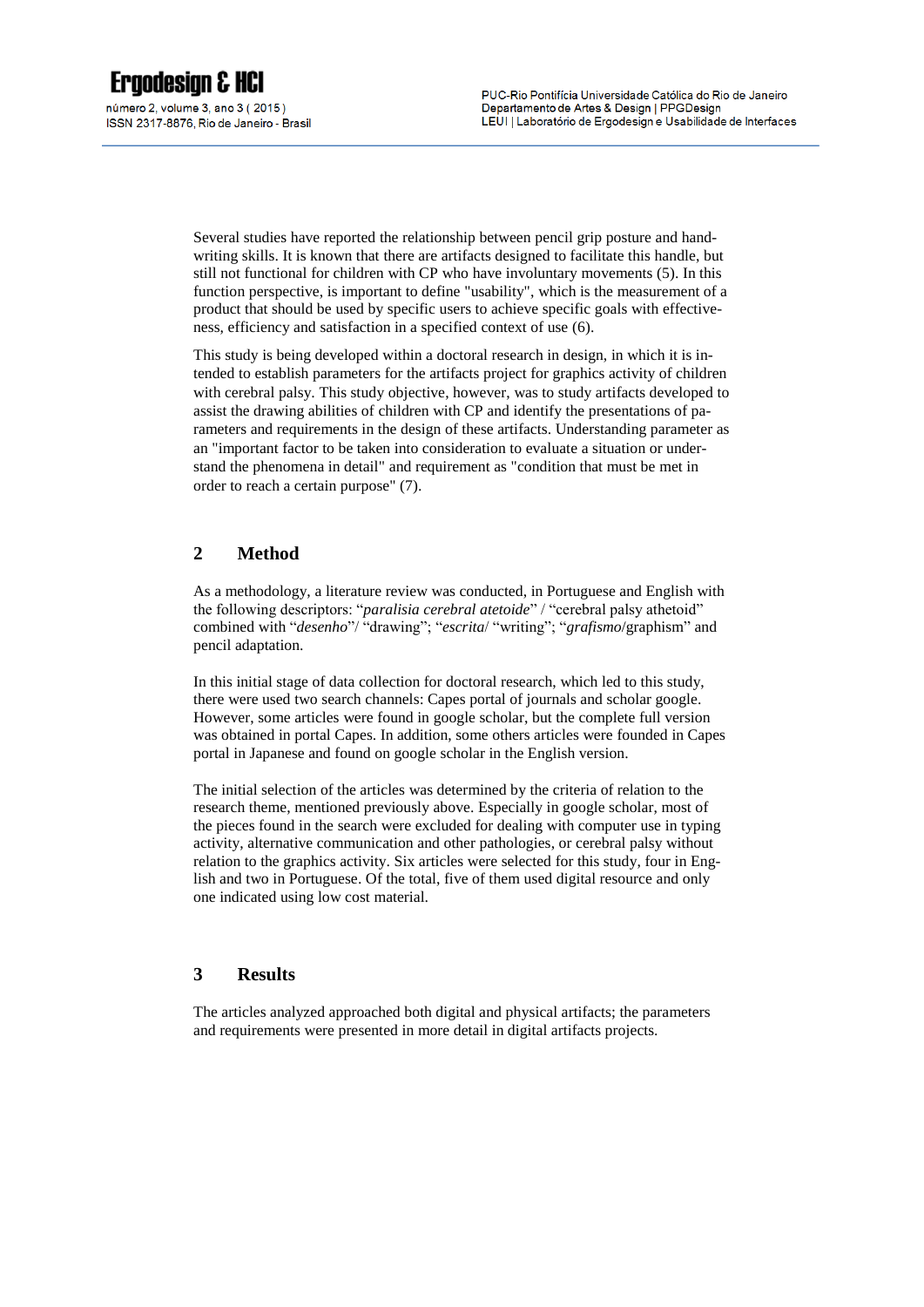Several studies have reported the relationship between pencil grip posture and handwriting skills. It is known that there are artifacts designed to facilitate this handle, but still not functional for children with CP who have involuntary movements (5). In this function perspective, is important to define "usability", which is the measurement of a product that should be used by specific users to achieve specific goals with effectiveness, efficiency and satisfaction in a specified context of use (6).

This study is being developed within a doctoral research in design, in which it is intended to establish parameters for the artifacts project for graphics activity of children with cerebral palsy. This study objective, however, was to study artifacts developed to assist the drawing abilities of children with CP and identify the presentations of parameters and requirements in the design of these artifacts. Understanding parameter as an "important factor to be taken into consideration to evaluate a situation or understand the phenomena in detail" and requirement as "condition that must be met in order to reach a certain purpose" (7).

## 2 Method

As a methodology, a literature review was conducted, in Portuguese and English with the following descriptors: "*paralisia cerebral atetoide*" / "cerebral palsy athetoid" combined with "*desenho*"/ "drawing"; "*escrita*/ "writing"; "*grafismo*/graphism" and pencil adaptation.

In this initial stage of data collection for doctoral research, which led to this study, there were used two search channels: Capes portal of journals and scholar google. However, some articles were found in google scholar, but the complete full version was obtained in portal Capes. In addition, some others articles were founded in Capes portal in Japanese and found on google scholar in the English version.

The initial selection of the articles was determined by the criteria of relation to the research theme, mentioned previously above. Especially in google scholar, most of the pieces found in the search were excluded for dealing with computer use in typing activity, alternative communication and other pathologies, or cerebral palsy without relation to the graphics activity. Six articles were selected for this study, four in English and two in Portuguese. Of the total, five of them used digital resource and only one indicated using low cost material.

## 3 Results

The articles analyzed approached both digital and physical artifacts; the parameters and requirements were presented in more detail in digital artifacts projects.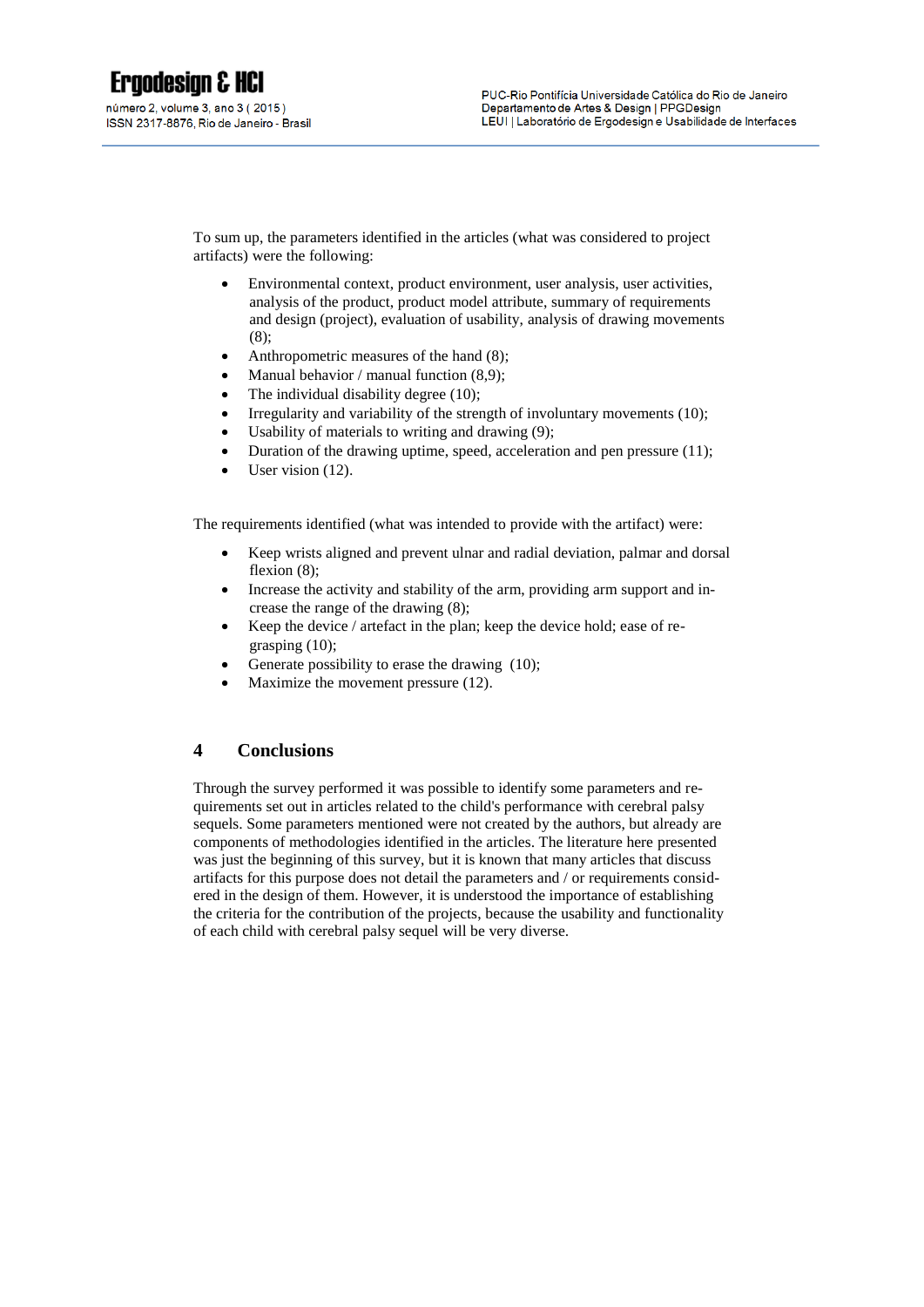To sum up, the parameters identified in the articles (what was considered to project artifacts) were the following:

- Environmental context, product environment, user analysis, user activities, analysis of the product, product model attribute, summary of requirements and design (project), evaluation of usability, analysis of drawing movements (8);
- Anthropometric measures of the hand (8);
- Manual behavior / manual function (8,9);
- The individual disability degree (10);
- Irregularity and variability of the strength of involuntary movements (10);
- Usability of materials to writing and drawing (9);
- Duration of the drawing uptime, speed, acceleration and pen pressure (11);
- User vision (12).

The requirements identified (what was intended to provide with the artifact) were:

- Keep wrists aligned and prevent ulnar and radial deviation, palmar and dorsal flexion (8);
- Increase the activity and stability of the arm, providing arm support and increase the range of the drawing (8);
- Keep the device / artefact in the plan; keep the device hold; ease of regrasping (10);
- Generate possibility to erase the drawing (10);
- Maximize the movement pressure (12).

## 4 Conclusions

Through the survey performed it was possible to identify some parameters and requirements set out in articles related to the child's performance with cerebral palsy sequels. Some parameters mentioned were not created by the authors, but already are components of methodologies identified in the articles. The literature here presented was just the beginning of this survey, but it is known that many articles that discuss artifacts for this purpose does not detail the parameters and / or requirements considered in the design of them. However, it is understood the importance of establishing the criteria for the contribution of the projects, because the usability and functionality of each child with cerebral palsy sequel will be very diverse.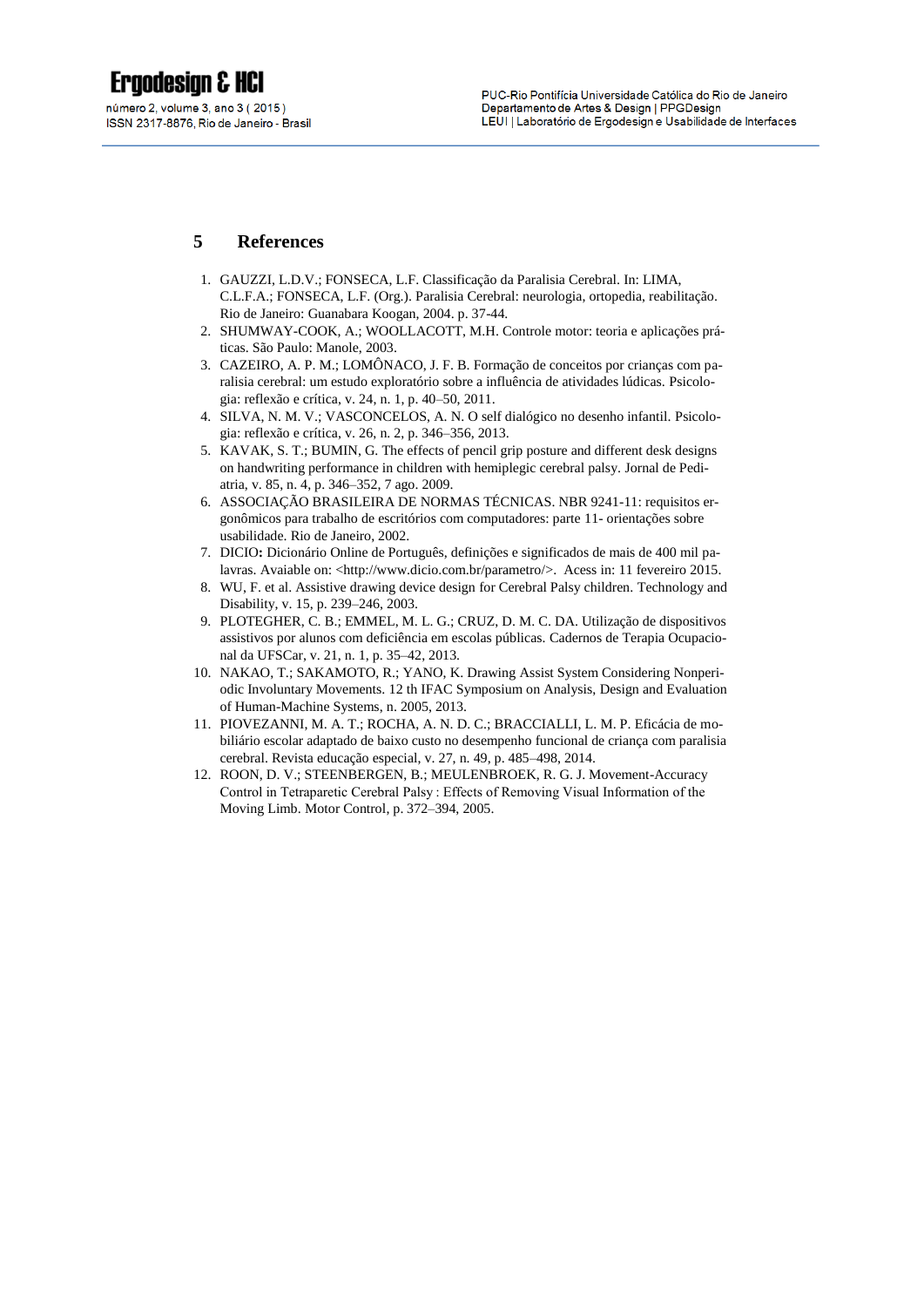## 5 References

1. GAUZZI, L.D.V.; FONSECA, L.F. Classificação da Paralisia Cerebral. In: LIMA, C.L.F.A.; FONSECA, L.F. (Org.). Paralisia Cerebral: neurologia, ortopedia, reabilitação. Rio de Janeiro: Guanabara Koogan, 2004. p. 37-44.
2. SHUMWAY-COOK, A.; WOOLLACOTT, M.H. Controle motor: teoria e aplicações práticas. São Paulo: Manole, 2003.
3. CAZEIRO, A. P. M.; LOMÔNACO, J. F. B. Formação de conceitos por crianças com paralisia cerebral: um estudo exploratório sobre a influência de atividades lúdicas. Psicologia: reflexão e crítica, v. 24, n. 1, p. 40–50, 2011.
4. SILVA, N. M. V.; VASCONCELOS, A. N. O self dialógico no desenho infantil. Psicologia: reflexão e crítica, v. 26, n. 2, p. 346–356, 2013.
5. KAVAK, S. T.; BUMIN, G. The effects of pencil grip posture and different desk designs on handwriting performance in children with hemiplegic cerebral palsy. Jornal de Pediatria, v. 85, n. 4, p. 346–352, 7 ago. 2009.
6. ASSOCIAÇÃO BRASILEIRA DE NORMAS TÉCNICAS. NBR 9241-11: requisitos ergonômicos para trabalho de escritórios com computadores: parte 11- orientações sobre usabilidade. Rio de Janeiro, 2002.
7. DICIO**:** Dicionário Online de Português, definições e significados de mais de 400 mil palavras. Avaiable on: <http://www.dicio.com.br/parametro/>. Acess in: 11 fevereiro 2015.
8. WU, F. et al. Assistive drawing device design for Cerebral Palsy children. Technology and Disability, v. 15, p. 239–246, 2003.
9. PLOTEGHER, C. B.; EMMEL, M. L. G.; CRUZ, D. M. C. DA. Utilização de dispositivos assistivos por alunos com deficiência em escolas públicas. Cadernos de Terapia Ocupacional da UFSCar, v. 21, n. 1, p. 35–42, 2013.
10. NAKAO, T.; SAKAMOTO, R.; YANO, K. Drawing Assist System Considering Nonperiodic Involuntary Movements. 12 th IFAC Symposium on Analysis, Design and Evaluation of Human-Machine Systems, n. 2005, 2013.
11. PIOVEZANNI, M. A. T.; ROCHA, A. N. D. C.; BRACCIALLI, L. M. P. Eficácia de mobiliário escolar adaptado de baixo custo no desempenho funcional de criança com paralisia cerebral. Revista educação especial, v. 27, n. 49, p. 485–498, 2014.
12. ROON, D. V.; STEENBERGEN, B.; MEULENBROEK, R. G. J. Movement-Accuracy Control in Tetraparetic Cerebral Palsy : Effects of Removing Visual Information of the Moving Limb. Motor Control, p. 372–394, 2005.